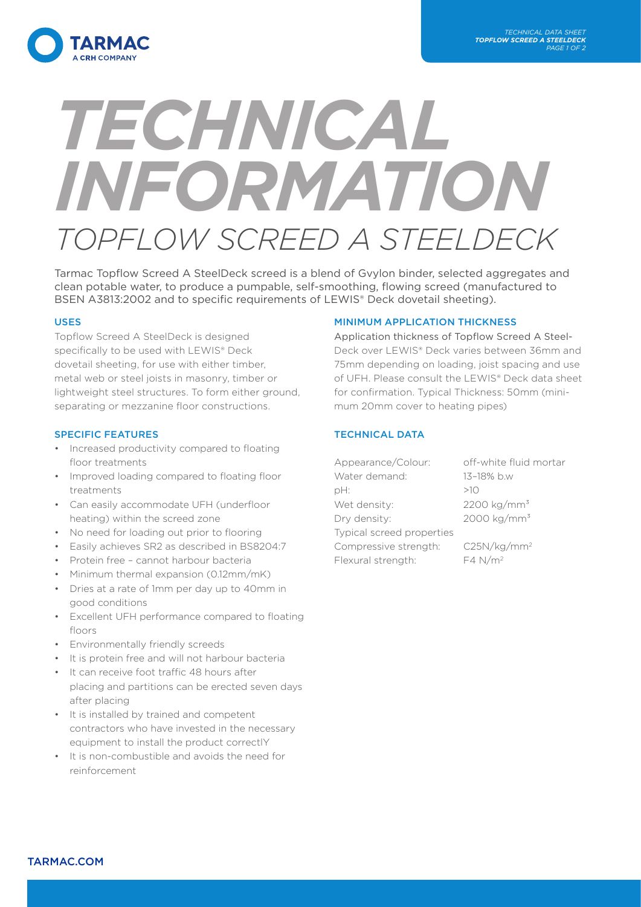# TECHNICAL INFORMATION

## TOPFLOW SCREED A STEELDECK

Tarmac Topflow Screed A SteelDeck screed is a blend of Gvylon binder, selected aggregates and clean potable water, to produce a pumpable, self-smoothing, flowing screed (manufactured to BSEN A3813:2002 and to specific requirements of LEWIS® Deck dovetail sheeting).

### USES

Topflow Screed A SteelDeck is designed specifically to be used with LEWIS® Deck dovetail sheeting, for use with either timber, metal web or steel joists in masonry, timber or lightweight steel structures. To form either ground, separating or mezzanine floor constructions.

### SPECIFIC FEATURES

- Increased productivity compared to floating floor treatments
- Improved loading compared to floating floor treatments
- Can easily accommodate UFH (underfloor heating) within the screed zone
- No need for loading out prior to flooring
- Easily achieves SR2 as described in BS8204:7
- Protein free – cannot harbour bacteria
- Minimum thermal expansion (0.12mm/mK)
- Dries at a rate of 1mm per day up to 40mm in good conditions
- Excellent UFH performance compared to floating floors
- Environmentally friendly screeds
- It is protein free and will not harbour bacteria
- It can receive foot traffic 48 hours after placing and partitions can be erected seven days after placing
- It is installed by trained and competent contractors who have invested in the necessary equipment to install the product correctlY
- It is non-combustible and avoids the need for reinforcement

### MINIMUM APPLICATION THICKNESS

Application thickness of Topflow Screed A Steel-Deck over LEWIS® Deck varies between 36mm and 75mm depending on loading, joist spacing and use of UFH. Please consult the LEWIS® Deck data sheet for confirmation. Typical Thickness: 50mm (minimum 20mm cover to heating pipes)

### TECHNICAL DATA

| | |
|---|---|
| Appearance/Colour: | off-white fluid mortar |
| Water demand: | 13–18% b.w |
| pH: | >10 |
| Wet density: | 2200 kg/mm$^3$ |
| Dry density: | 2000 kg/mm$^3$ |
| Typical screed properties | |
| Compressive strength: | C25N/kg/mm$^2$ |
| Flexural strength: | F4 N/m$^2$ |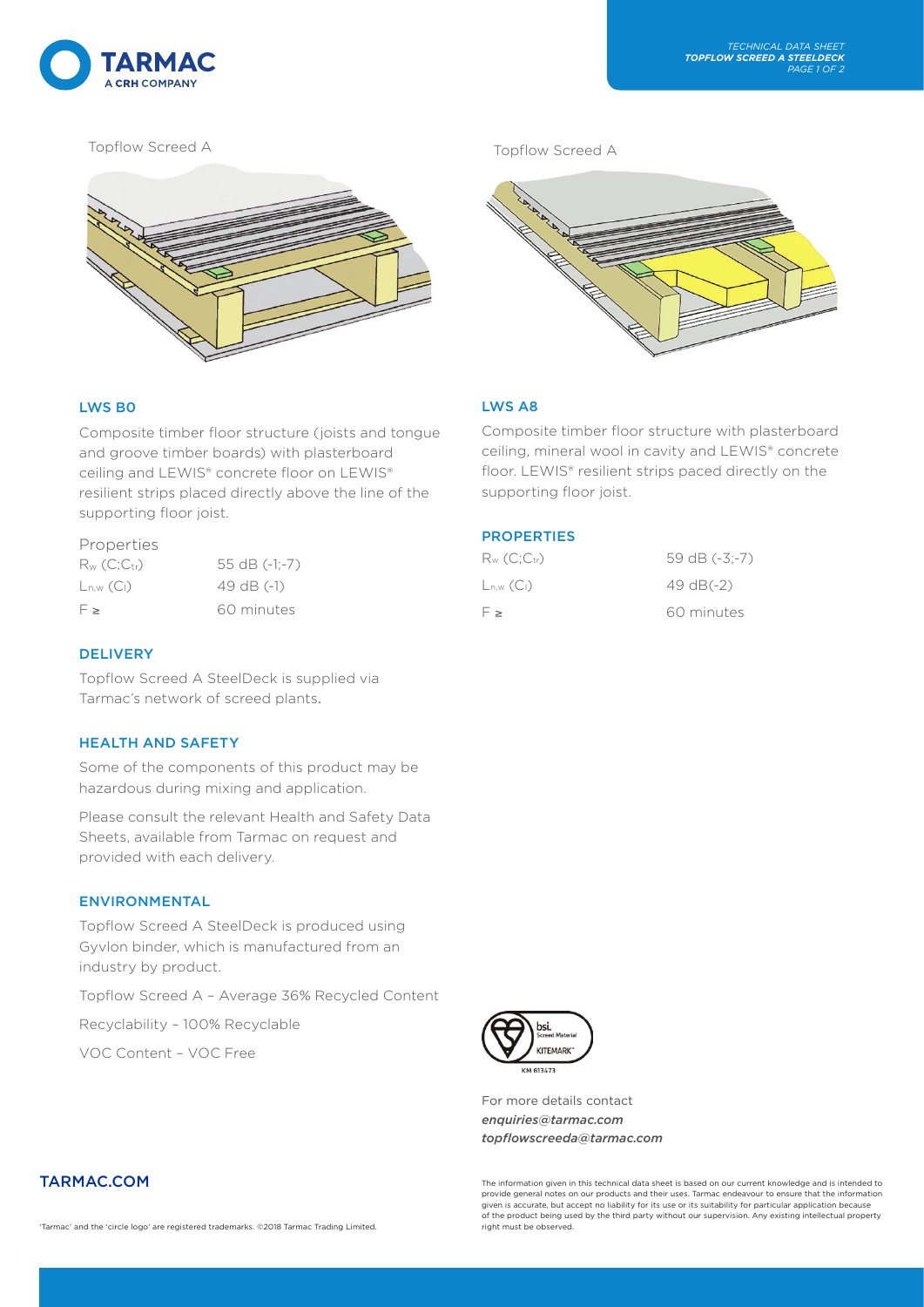Topflow Screed A

### LWS B0

Composite timber floor structure (joists and tongue and groove timber boards) with plasterboard ceiling and LEWIS® concrete floor on LEWIS® resilient strips placed directly above the line of the supporting floor joist.

Properties

| | |
|---|---|
| $R_w$ $(C;C_{tr})$ | 55 dB (-1;-7) |
| $L_{n,w}$ $(C_I)$ | 49 dB (-1) |
| F ≥ | 60 minutes |

Topflow Screed A

### LWS A8

Composite timber floor structure with plasterboard ceiling, mineral wool in cavity and LEWIS® concrete floor. LEWIS® resilient strips paced directly on the supporting floor joist.

### PROPERTIES

| | |
|---|---|
| $R_w$ $(C;C_{tr})$ | 59 dB (-3;-7) |
| $L_{n,w}$ $(C_I)$ | 49 dB(-2) |
| F ≥ | 60 minutes |

### DELIVERY

Topflow Screed A SteelDeck is supplied via Tarmac's network of screed plants.

### HEALTH AND SAFETY

Some of the components of this product may be hazardous during mixing and application.

Please consult the relevant Health and Safety Data Sheets, available from Tarmac on request and provided with each delivery.

### ENVIRONMENTAL

Topflow Screed A SteelDeck is produced using Gyvlon binder, which is manufactured from an industry by product.

Topflow Screed A – Average 36% Recycled Content

Recyclability – 100% Recyclable

VOC Content – VOC Free

bsi. Screed Material KITEMARK™ KM 613473

For more details contact
*enquiries@tarmac.com*
*topflowscreeda@tarmac.com*

TARMAC.COM

'Tarmac' and the 'circle logo' are registered trademarks. ©2018 Tarmac Trading Limited.

The information given in this technical data sheet is based on our current knowledge and is intended to provide general notes on our products and their uses. Tarmac endeavour to ensure that the information given is accurate, but accept no liability for its use or its suitability for particular application because of the product being used by the third party without our supervision. Any existing intellectual property right must be observed.